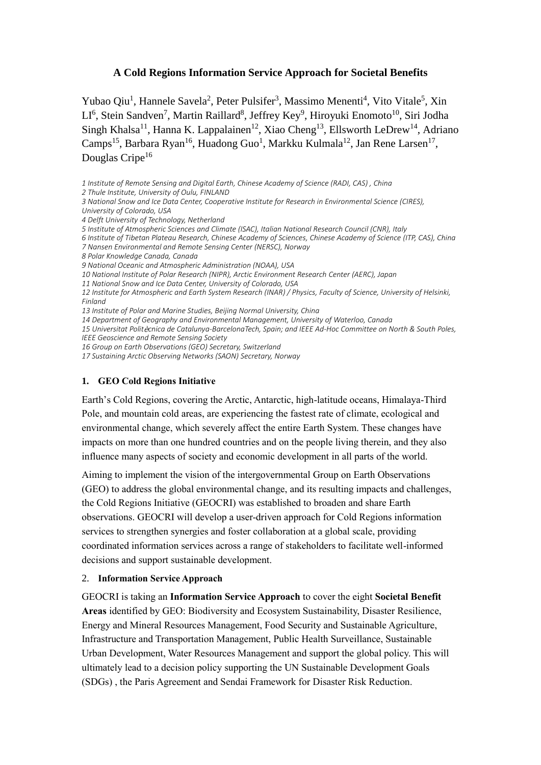# A Cold Regions Information Service Approach for Societal Benefits

Yubao Qiu[1], Hannele Savela[2], Peter Pulsifer[3], Massimo Menenti[4], Vito Vitale[5], Xin LI[6], Stein Sandven[7], Martin Raillard[8], Jeffrey Key[9], Hiroyuki Enomoto[10], Siri Jodha Singh Khalsa[11], Hanna K. Lappalainen[12], Xiao Cheng[13], Ellsworth LeDrew[14], Adriano Camps[15], Barbara Ryan[16], Huadong Guo[1], Markku Kulmala[12], Jan Rene Larsen[17], Douglas Cripe[16]

*1 Institute of Remote Sensing and Digital Earth, Chinese Academy of Science (RADI, CAS) , China*
*2 Thule Institute, University of Oulu, FINLAND*
*3 National Snow and Ice Data Center, Cooperative Institute for Research in Environmental Science (CIRES), University of Colorado, USA*
*4 Delft University of Technology, Netherland*
*5 Institute of Atmospheric Sciences and Climate (ISAC), Italian National Research Council (CNR), Italy*
*6 Institute of Tibetan Plateau Research, Chinese Academy of Sciences, Chinese Academy of Science (ITP, CAS), China*
*7 Nansen Environmental and Remote Sensing Center (NERSC), Norway*
*8 Polar Knowledge Canada, Canada*
*9 National Oceanic and Atmospheric Administration (NOAA), USA*
*10 National Institute of Polar Research (NIPR), Arctic Environment Research Center (AERC), Japan*
*11 National Snow and Ice Data Center, University of Colorado, USA*
*12 Institute for Atmospheric and Earth System Research (INAR) / Physics, Faculty of Science, University of Helsinki, Finland*
*13 Institute of Polar and Marine Studies, Beijing Normal University, China*
*14 Department of Geography and Environmental Management, University of Waterloo, Canada*
*15 Universitat Politècnica de Catalunya-BarcelonaTech, Spain; and IEEE Ad-Hoc Committee on North & South Poles, IEEE Geoscience and Remote Sensing Society*
*16 Group on Earth Observations (GEO) Secretary, Switzerland*
*17 Sustaining Arctic Observing Networks (SAON) Secretary, Norway*

## 1. GEO Cold Regions Initiative

Earth's Cold Regions, covering the Arctic, Antarctic, high-latitude oceans, Himalaya-Third Pole, and mountain cold areas, are experiencing the fastest rate of climate, ecological and environmental change, which severely affect the entire Earth System. These changes have impacts on more than one hundred countries and on the people living therein, and they also influence many aspects of society and economic development in all parts of the world.

Aiming to implement the vision of the intergovernmental Group on Earth Observations (GEO) to address the global environmental change, and its resulting impacts and challenges, the Cold Regions Initiative (GEOCRI) was established to broaden and share Earth observations. GEOCRI will develop a user-driven approach for Cold Regions information services to strengthen synergies and foster collaboration at a global scale, providing coordinated information services across a range of stakeholders to facilitate well-informed decisions and support sustainable development.

## 2. Information Service Approach

GEOCRI is taking an **Information Service Approach** to cover the eight **Societal Benefit Areas** identified by GEO: Biodiversity and Ecosystem Sustainability, Disaster Resilience, Energy and Mineral Resources Management, Food Security and Sustainable Agriculture, Infrastructure and Transportation Management, Public Health Surveillance, Sustainable Urban Development, Water Resources Management and support the global policy. This will ultimately lead to a decision policy supporting the UN Sustainable Development Goals (SDGs) , the Paris Agreement and Sendai Framework for Disaster Risk Reduction.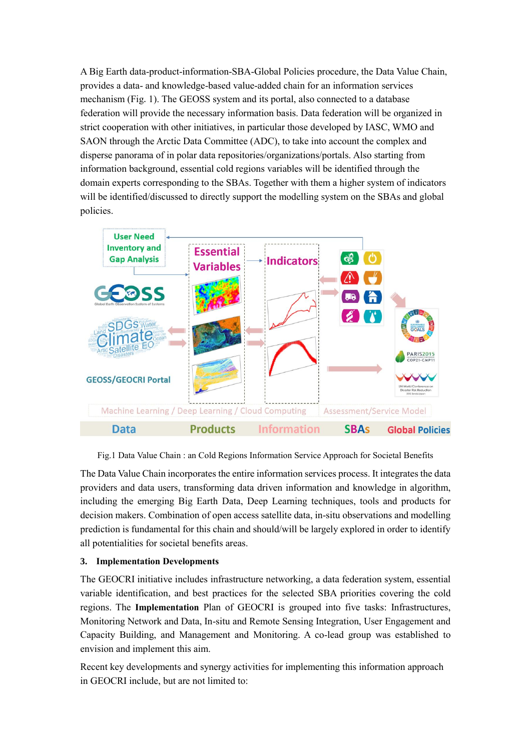A Big Earth data-product-information-SBA-Global Policies procedure, the Data Value Chain, provides a data- and knowledge-based value-added chain for an information services mechanism (Fig. 1). The GEOSS system and its portal, also connected to a database federation will provide the necessary information basis. Data federation will be organized in strict cooperation with other initiatives, in particular those developed by IASC, WMO and SAON through the Arctic Data Committee (ADC), to take into account the complex and disperse panorama of in polar data repositories/organizations/portals. Also starting from information background, essential cold regions variables will be identified through the domain experts corresponding to the SBAs. Together with them a higher system of indicators will be identified/discussed to directly support the modelling system on the SBAs and global policies.

Fig.1 Data Value Chain : an Cold Regions Information Service Approach for Societal Benefits

The Data Value Chain incorporates the entire information services process. It integrates the data providers and data users, transforming data driven information and knowledge in algorithm, including the emerging Big Earth Data, Deep Learning techniques, tools and products for decision makers. Combination of open access satellite data, in-situ observations and modelling prediction is fundamental for this chain and should/will be largely explored in order to identify all potentialities for societal benefits areas.

## 3. Implementation Developments

The GEOCRI initiative includes infrastructure networking, a data federation system, essential variable identification, and best practices for the selected SBA priorities covering the cold regions. The **Implementation** Plan of GEOCRI is grouped into five tasks: Infrastructures, Monitoring Network and Data, In-situ and Remote Sensing Integration, User Engagement and Capacity Building, and Management and Monitoring. A co-lead group was established to envision and implement this aim.

Recent key developments and synergy activities for implementing this information approach in GEOCRI include, but are not limited to: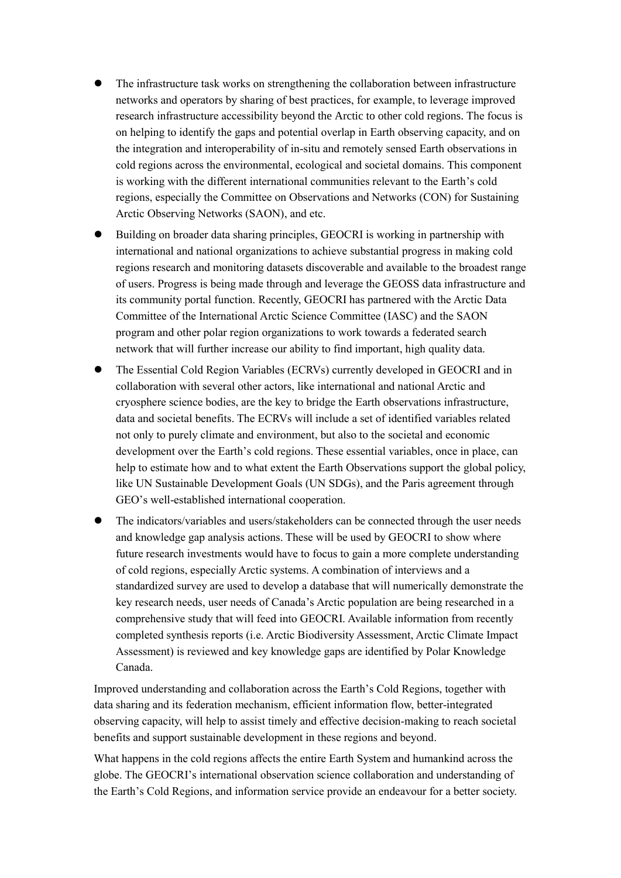- The infrastructure task works on strengthening the collaboration between infrastructure networks and operators by sharing of best practices, for example, to leverage improved research infrastructure accessibility beyond the Arctic to other cold regions. The focus is on helping to identify the gaps and potential overlap in Earth observing capacity, and on the integration and interoperability of in-situ and remotely sensed Earth observations in cold regions across the environmental, ecological and societal domains. This component is working with the different international communities relevant to the Earth's cold regions, especially the Committee on Observations and Networks (CON) for Sustaining Arctic Observing Networks (SAON), and etc.
- Building on broader data sharing principles, GEOCRI is working in partnership with international and national organizations to achieve substantial progress in making cold regions research and monitoring datasets discoverable and available to the broadest range of users. Progress is being made through and leverage the GEOSS data infrastructure and its community portal function. Recently, GEOCRI has partnered with the Arctic Data Committee of the International Arctic Science Committee (IASC) and the SAON program and other polar region organizations to work towards a federated search network that will further increase our ability to find important, high quality data.
- The Essential Cold Region Variables (ECRVs) currently developed in GEOCRI and in collaboration with several other actors, like international and national Arctic and cryosphere science bodies, are the key to bridge the Earth observations infrastructure, data and societal benefits. The ECRVs will include a set of identified variables related not only to purely climate and environment, but also to the societal and economic development over the Earth's cold regions. These essential variables, once in place, can help to estimate how and to what extent the Earth Observations support the global policy, like UN Sustainable Development Goals (UN SDGs), and the Paris agreement through GEO's well-established international cooperation.
- The indicators/variables and users/stakeholders can be connected through the user needs and knowledge gap analysis actions. These will be used by GEOCRI to show where future research investments would have to focus to gain a more complete understanding of cold regions, especially Arctic systems. A combination of interviews and a standardized survey are used to develop a database that will numerically demonstrate the key research needs, user needs of Canada's Arctic population are being researched in a comprehensive study that will feed into GEOCRI. Available information from recently completed synthesis reports (i.e. Arctic Biodiversity Assessment, Arctic Climate Impact Assessment) is reviewed and key knowledge gaps are identified by Polar Knowledge Canada.

Improved understanding and collaboration across the Earth's Cold Regions, together with data sharing and its federation mechanism, efficient information flow, better-integrated observing capacity, will help to assist timely and effective decision-making to reach societal benefits and support sustainable development in these regions and beyond.

What happens in the cold regions affects the entire Earth System and humankind across the globe. The GEOCRI's international observation science collaboration and understanding of the Earth's Cold Regions, and information service provide an endeavour for a better society.